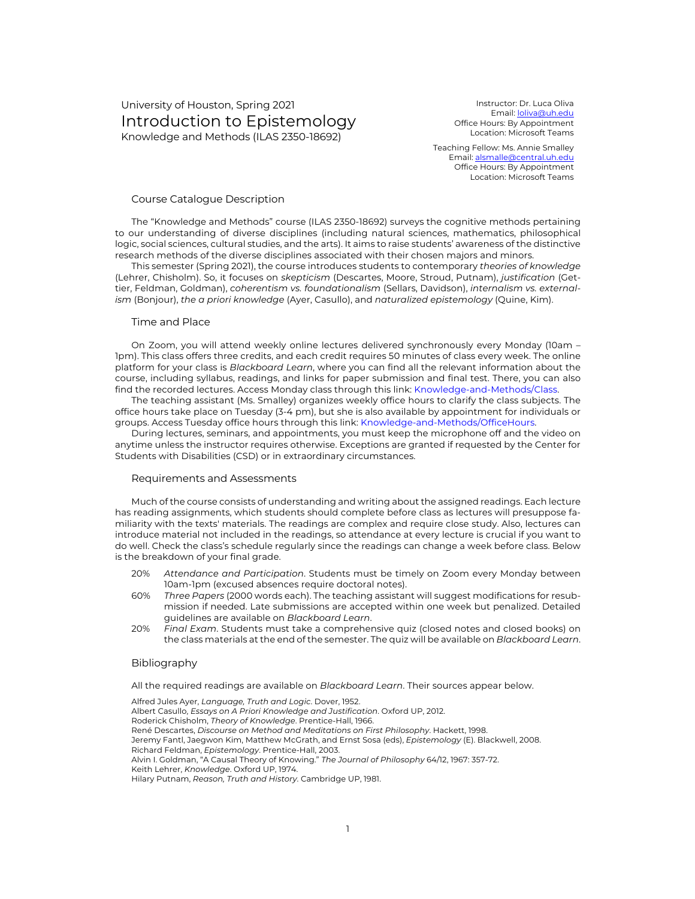University of Houston, Spring 2021

# Introduction to Epistemology

Knowledge and Methods (ILAS 2350-18692)

Instructor: Dr. Luca Oliva
Email: loliva@uh.edu
Office Hours: By Appointment
Location: Microsoft Teams

Teaching Fellow: Ms. Annie Smalley
Email: alsmalle@central.uh.edu
Office Hours: By Appointment
Location: Microsoft Teams

## Course Catalogue Description

The "Knowledge and Methods" course (ILAS 2350-18692) surveys the cognitive methods pertaining to our understanding of diverse disciplines (including natural sciences, mathematics, philosophical logic, social sciences, cultural studies, and the arts). It aims to raise students' awareness of the distinctive research methods of the diverse disciplines associated with their chosen majors and minors.

This semester (Spring 2021), the course introduces students to contemporary *theories of knowledge* (Lehrer, Chisholm). So, it focuses on *skepticism* (Descartes, Moore, Stroud, Putnam), *justification* (Gettier, Feldman, Goldman), *coherentism vs. foundationalism* (Sellars, Davidson), *internalism vs. externalism* (Bonjour), *the a priori knowledge* (Ayer, Casullo), and *naturalized epistemology* (Quine, Kim).

## Time and Place

On Zoom, you will attend weekly online lectures delivered synchronously every Monday (10am – 1pm). This class offers three credits, and each credit requires 50 minutes of class every week. The online platform for your class is *Blackboard Learn*, where you can find all the relevant information about the course, including syllabus, readings, and links for paper submission and final test. There, you can also find the recorded lectures. Access Monday class through this link: Knowledge-and-Methods/Class.

The teaching assistant (Ms. Smalley) organizes weekly office hours to clarify the class subjects. The office hours take place on Tuesday (3-4 pm), but she is also available by appointment for individuals or groups. Access Tuesday office hours through this link: Knowledge-and-Methods/OfficeHours.

During lectures, seminars, and appointments, you must keep the microphone off and the video on anytime unless the instructor requires otherwise. Exceptions are granted if requested by the Center for Students with Disabilities (CSD) or in extraordinary circumstances.

## Requirements and Assessments

Much of the course consists of understanding and writing about the assigned readings. Each lecture has reading assignments, which students should complete before class as lectures will presuppose familiarity with the texts' materials. The readings are complex and require close study. Also, lectures can introduce material not included in the readings, so attendance at every lecture is crucial if you want to do well. Check the class's schedule regularly since the readings can change a week before class. Below is the breakdown of your final grade.

- 20% *Attendance and Participation*. Students must be timely on Zoom every Monday between 10am-1pm (excused absences require doctoral notes).
- 60% *Three Papers* (2000 words each). The teaching assistant will suggest modifications for resubmission if needed. Late submissions are accepted within one week but penalized. Detailed guidelines are available on *Blackboard Learn*.
- 20% *Final Exam*. Students must take a comprehensive quiz (closed notes and closed books) on the class materials at the end of the semester. The quiz will be available on *Blackboard Learn*.

## Bibliography

All the required readings are available on *Blackboard Learn*. Their sources appear below.

Alfred Jules Ayer, *Language, Truth and Logic*. Dover, 1952.
Albert Casullo, *Essays on A Priori Knowledge and Justification*. Oxford UP, 2012.
Roderick Chisholm, *Theory of Knowledge*. Prentice-Hall, 1966.
René Descartes, *Discourse on Method and Meditations on First Philosophy*. Hackett, 1998.
Jeremy Fantl, Jaegwon Kim, Matthew McGrath, and Ernst Sosa (eds), *Epistemology* (E). Blackwell, 2008.
Richard Feldman, *Epistemology*. Prentice-Hall, 2003.
Alvin I. Goldman, "A Causal Theory of Knowing." *The Journal of Philosophy* 64/12, 1967: 357-72.
Keith Lehrer, *Knowledge*. Oxford UP, 1974.
Hilary Putnam, *Reason, Truth and History*. Cambridge UP, 1981.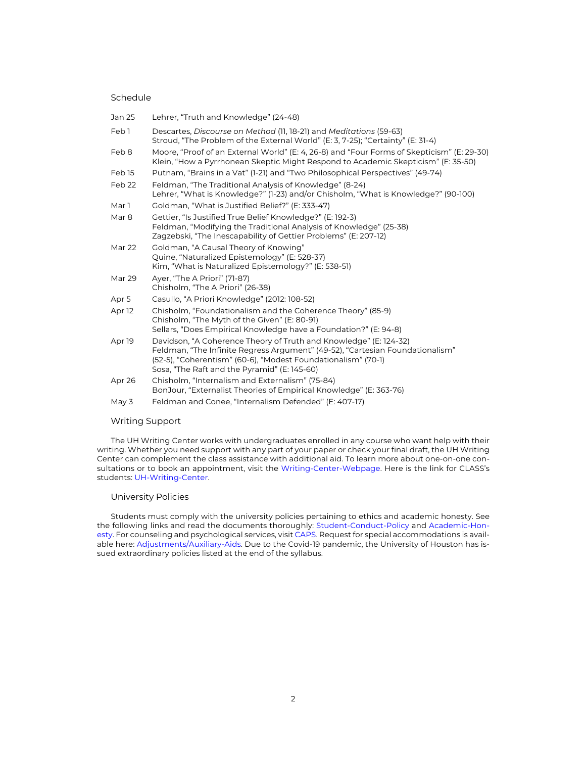## Schedule

| | |
|---|---|
| Jan 25 | Lehrer, "Truth and Knowledge" (24-48) |
| Feb 1 | Descartes, *Discourse on Method* (11, 18-21) and *Meditations* (59-63)<br>Stroud, "The Problem of the External World" (E: 3, 7-25); "Certainty" (E: 31-4) |
| Feb 8 | Moore, "Proof of an External World" (E: 4, 26-8) and "Four Forms of Skepticism" (E: 29-30)<br>Klein, "How a Pyrrhonean Skeptic Might Respond to Academic Skepticism" (E: 35-50) |
| Feb 15 | Putnam, "Brains in a Vat" (1-21) and "Two Philosophical Perspectives" (49-74) |
| Feb 22 | Feldman, "The Traditional Analysis of Knowledge" (8-24)<br>Lehrer, "What is Knowledge?" (1-23) and/or Chisholm, "What is Knowledge?" (90-100) |
| Mar 1 | Goldman, "What is Justified Belief?" (E: 333-47) |
| Mar 8 | Gettier, "Is Justified True Belief Knowledge?" (E: 192-3)<br>Feldman, "Modifying the Traditional Analysis of Knowledge" (25-38)<br>Zagzebski, "The Inescapability of Gettier Problems" (E: 207-12) |
| Mar 22 | Goldman, "A Causal Theory of Knowing"<br>Quine, "Naturalized Epistemology" (E: 528-37)<br>Kim, "What is Naturalized Epistemology?" (E: 538-51) |
| Mar 29 | Ayer, "The A Priori" (71-87)<br>Chisholm, "The A Priori" (26-38) |
| Apr 5 | Casullo, "A Priori Knowledge" (2012: 108-52) |
| Apr 12 | Chisholm, "Foundationalism and the Coherence Theory" (85-9)<br>Chisholm, "The Myth of the Given" (E: 80-91)<br>Sellars, "Does Empirical Knowledge have a Foundation?" (E: 94-8) |
| Apr 19 | Davidson, "A Coherence Theory of Truth and Knowledge" (E: 124-32)<br>Feldman, "The Infinite Regress Argument" (49-52), "Cartesian Foundationalism" (52-5), "Coherentism" (60-6), "Modest Foundationalism" (70-1)<br>Sosa, "The Raft and the Pyramid" (E: 145-60) |
| Apr 26 | Chisholm, "Internalism and Externalism" (75-84)<br>BonJour, "Externalist Theories of Empirical Knowledge" (E: 363-76) |
| May 3 | Feldman and Conee, "Internalism Defended" (E: 407-17) |

## Writing Support

The UH Writing Center works with undergraduates enrolled in any course who want help with their writing. Whether you need support with any part of your paper or check your final draft, the UH Writing Center can complement the class assistance with additional aid. To learn more about one-on-one consultations or to book an appointment, visit the Writing-Center-Webpage. Here is the link for CLASS's students: UH-Writing-Center.

## University Policies

Students must comply with the university policies pertaining to ethics and academic honesty. See the following links and read the documents thoroughly: Student-Conduct-Policy and Academic-Honesty. For counseling and psychological services, visit CAPS. Request for special accommodations is available here: Adjustments/Auxiliary-Aids. Due to the Covid-19 pandemic, the University of Houston has issued extraordinary policies listed at the end of the syllabus.